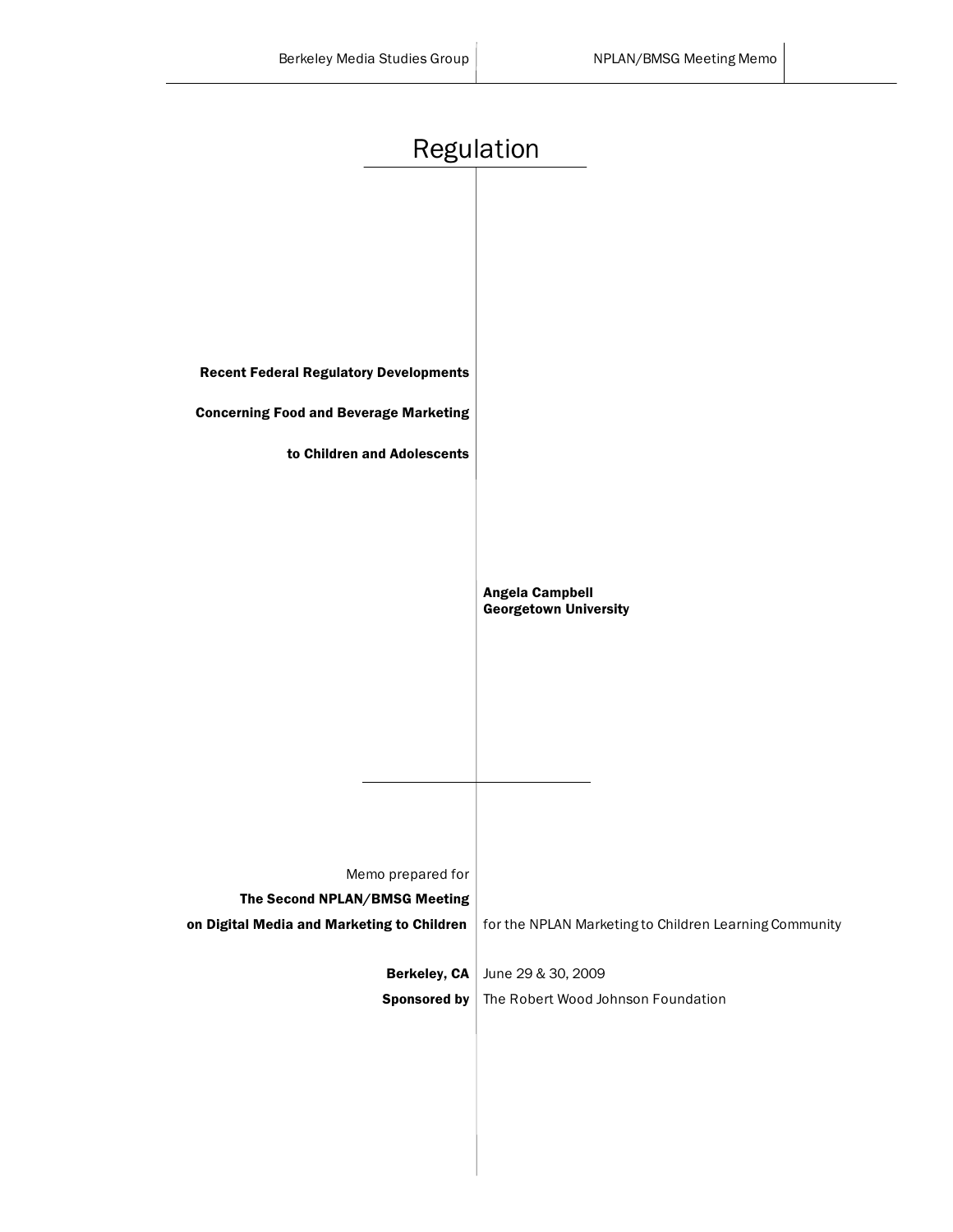# Regulation

**Recent Federal Regulatory Developments Concerning Food and Beverage Marketing to Children and Adolescents**

**Angela Campbell**
**Georgetown University**

Memo prepared for
**The Second NPLAN/BMSG Meeting on Digital Media and Marketing to Children** for the NPLAN Marketing to Children Learning Community

**Berkeley, CA** June 29 & 30, 2009
**Sponsored by** The Robert Wood Johnson Foundation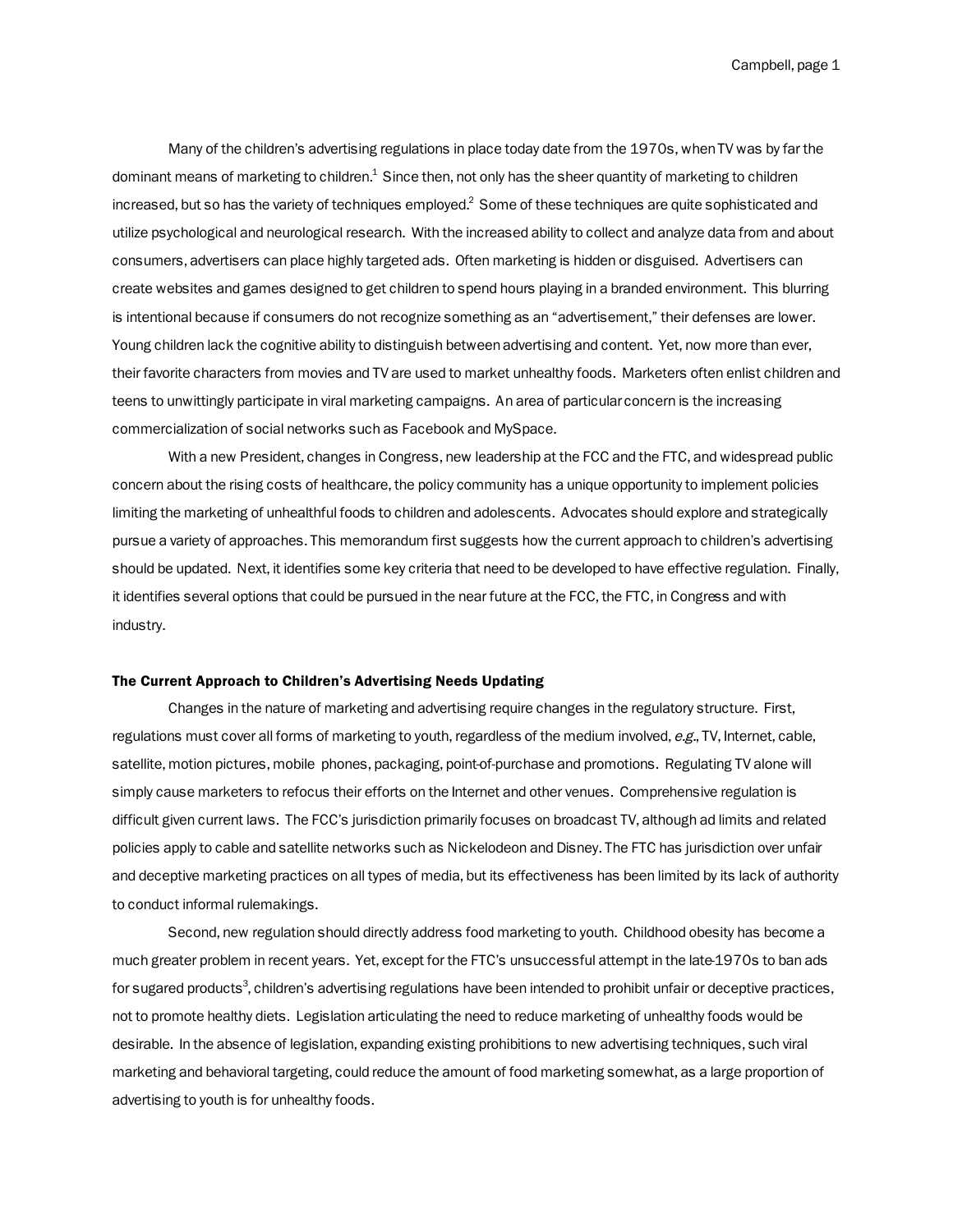Many of the children's advertising regulations in place today date from the 1970s, when TV was by far the dominant means of marketing to children.[1] Since then, not only has the sheer quantity of marketing to children increased, but so has the variety of techniques employed.[2] Some of these techniques are quite sophisticated and utilize psychological and neurological research. With the increased ability to collect and analyze data from and about consumers, advertisers can place highly targeted ads. Often marketing is hidden or disguised. Advertisers can create websites and games designed to get children to spend hours playing in a branded environment. This blurring is intentional because if consumers do not recognize something as an "advertisement," their defenses are lower. Young children lack the cognitive ability to distinguish between advertising and content. Yet, now more than ever, their favorite characters from movies and TV are used to market unhealthy foods. Marketers often enlist children and teens to unwittingly participate in viral marketing campaigns. An area of particular concern is the increasing commercialization of social networks such as Facebook and MySpace.

With a new President, changes in Congress, new leadership at the FCC and the FTC, and widespread public concern about the rising costs of healthcare, the policy community has a unique opportunity to implement policies limiting the marketing of unhealthful foods to children and adolescents. Advocates should explore and strategically pursue a variety of approaches. This memorandum first suggests how the current approach to children's advertising should be updated. Next, it identifies some key criteria that need to be developed to have effective regulation. Finally, it identifies several options that could be pursued in the near future at the FCC, the FTC, in Congress and with industry.

## The Current Approach to Children's Advertising Needs Updating

Changes in the nature of marketing and advertising require changes in the regulatory structure. First, regulations must cover all forms of marketing to youth, regardless of the medium involved, *e.g.*, TV, Internet, cable, satellite, motion pictures, mobile phones, packaging, point-of-purchase and promotions. Regulating TV alone will simply cause marketers to refocus their efforts on the Internet and other venues. Comprehensive regulation is difficult given current laws. The FCC's jurisdiction primarily focuses on broadcast TV, although ad limits and related policies apply to cable and satellite networks such as Nickelodeon and Disney. The FTC has jurisdiction over unfair and deceptive marketing practices on all types of media, but its effectiveness has been limited by its lack of authority to conduct informal rulemakings.

Second, new regulation should directly address food marketing to youth. Childhood obesity has become a much greater problem in recent years. Yet, except for the FTC's unsuccessful attempt in the late-1970s to ban ads for sugared products[3], children's advertising regulations have been intended to prohibit unfair or deceptive practices, not to promote healthy diets. Legislation articulating the need to reduce marketing of unhealthy foods would be desirable. In the absence of legislation, expanding existing prohibitions to new advertising techniques, such viral marketing and behavioral targeting, could reduce the amount of food marketing somewhat, as a large proportion of advertising to youth is for unhealthy foods.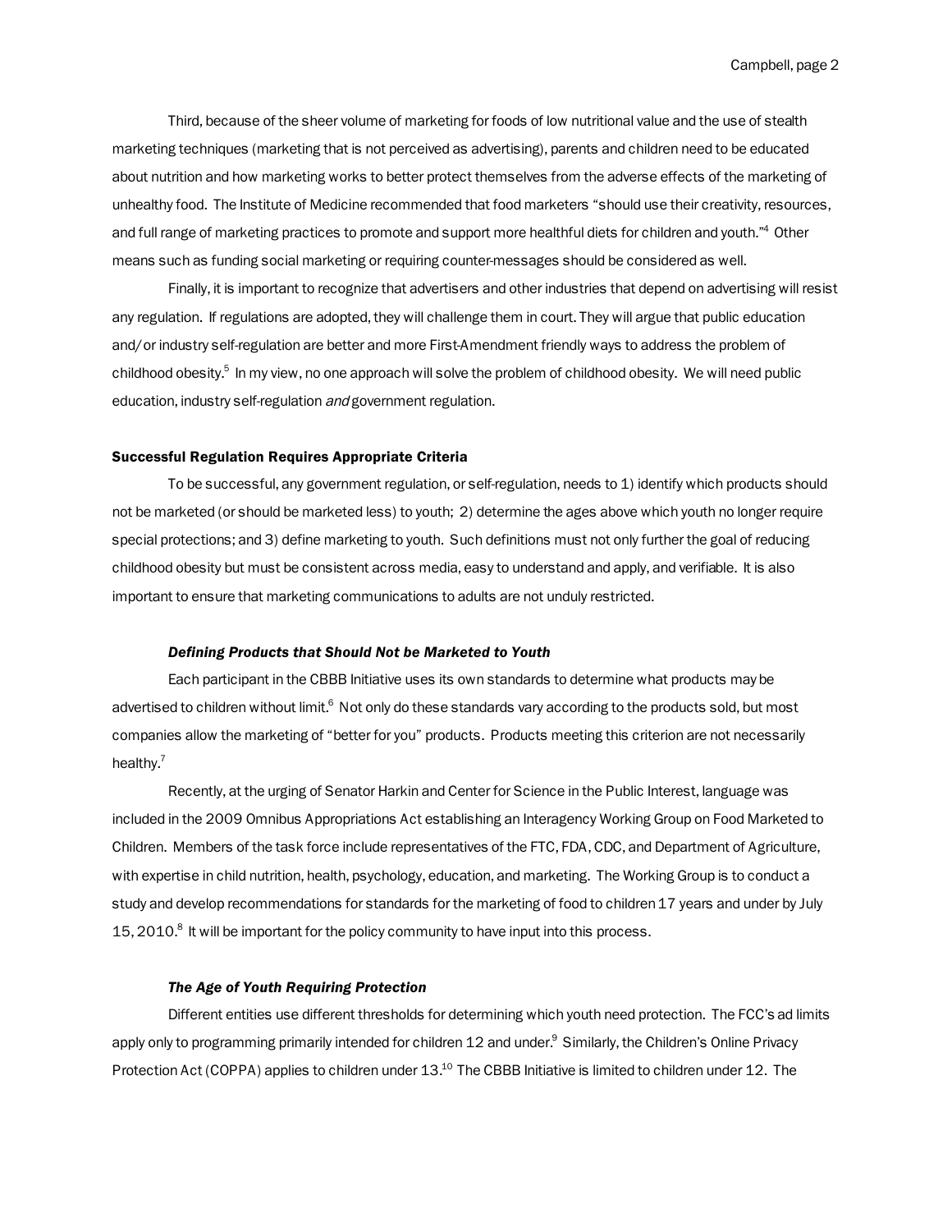Third, because of the sheer volume of marketing for foods of low nutritional value and the use of stealth marketing techniques (marketing that is not perceived as advertising), parents and children need to be educated about nutrition and how marketing works to better protect themselves from the adverse effects of the marketing of unhealthy food. The Institute of Medicine recommended that food marketers "should use their creativity, resources, and full range of marketing practices to promote and support more healthful diets for children and youth."[4] Other means such as funding social marketing or requiring counter-messages should be considered as well.

Finally, it is important to recognize that advertisers and other industries that depend on advertising will resist any regulation. If regulations are adopted, they will challenge them in court. They will argue that public education and/or industry self-regulation are better and more First-Amendment friendly ways to address the problem of childhood obesity.[5] In my view, no one approach will solve the problem of childhood obesity. We will need public education, industry self-regulation *and* government regulation.

## Successful Regulation Requires Appropriate Criteria

To be successful, any government regulation, or self-regulation, needs to 1) identify which products should not be marketed (or should be marketed less) to youth; 2) determine the ages above which youth no longer require special protections; and 3) define marketing to youth. Such definitions must not only further the goal of reducing childhood obesity but must be consistent across media, easy to understand and apply, and verifiable. It is also important to ensure that marketing communications to adults are not unduly restricted.

### *Defining Products that Should Not be Marketed to Youth*

Each participant in the CBBB Initiative uses its own standards to determine what products may be advertised to children without limit.[6] Not only do these standards vary according to the products sold, but most companies allow the marketing of "better for you" products. Products meeting this criterion are not necessarily healthy.[7]

Recently, at the urging of Senator Harkin and Center for Science in the Public Interest, language was included in the 2009 Omnibus Appropriations Act establishing an Interagency Working Group on Food Marketed to Children. Members of the task force include representatives of the FTC, FDA, CDC, and Department of Agriculture, with expertise in child nutrition, health, psychology, education, and marketing. The Working Group is to conduct a study and develop recommendations for standards for the marketing of food to children 17 years and under by July 15, 2010.[8] It will be important for the policy community to have input into this process.

### *The Age of Youth Requiring Protection*

Different entities use different thresholds for determining which youth need protection. The FCC's ad limits apply only to programming primarily intended for children 12 and under.[9] Similarly, the Children's Online Privacy Protection Act (COPPA) applies to children under 13.[10] The CBBB Initiative is limited to children under 12. The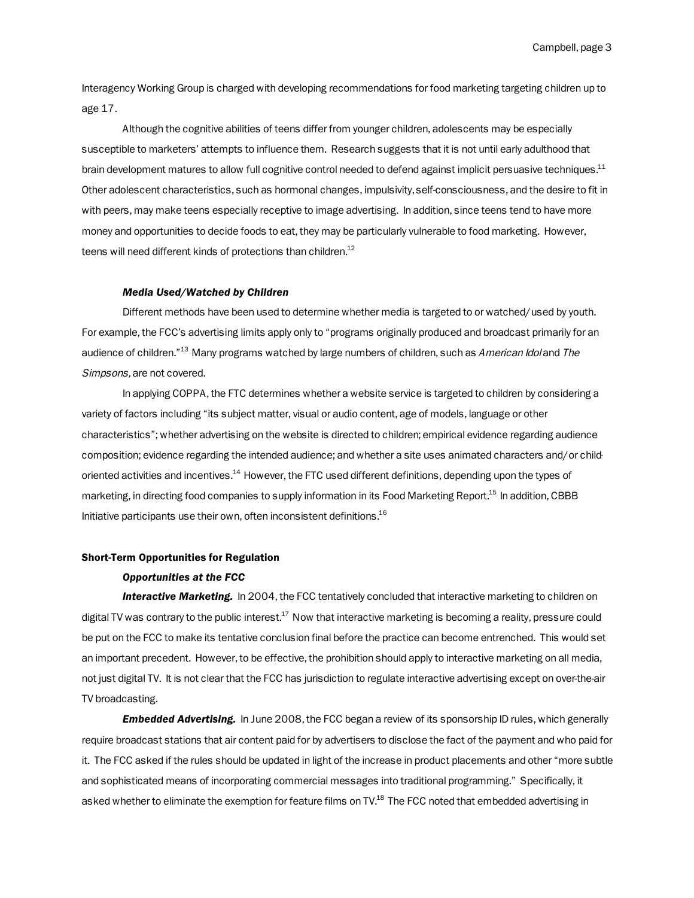Interagency Working Group is charged with developing recommendations for food marketing targeting children up to age 17.

Although the cognitive abilities of teens differ from younger children, adolescents may be especially susceptible to marketers' attempts to influence them. Research suggests that it is not until early adulthood that brain development matures to allow full cognitive control needed to defend against implicit persuasive techniques.[11] Other adolescent characteristics, such as hormonal changes, impulsivity, self-consciousness, and the desire to fit in with peers, may make teens especially receptive to image advertising. In addition, since teens tend to have more money and opportunities to decide foods to eat, they may be particularly vulnerable to food marketing. However, teens will need different kinds of protections than children.[12]

***Media Used/Watched by Children***

Different methods have been used to determine whether media is targeted to or watched/used by youth. For example, the FCC's advertising limits apply only to "programs originally produced and broadcast primarily for an audience of children."[13] Many programs watched by large numbers of children, such as *American Idol* and *The Simpsons,* are not covered.

In applying COPPA, the FTC determines whether a website service is targeted to children by considering a variety of factors including "its subject matter, visual or audio content, age of models, language or other characteristics"; whether advertising on the website is directed to children; empirical evidence regarding audience composition; evidence regarding the intended audience; and whether a site uses animated characters and/or child-oriented activities and incentives.[14] However, the FTC used different definitions, depending upon the types of marketing, in directing food companies to supply information in its Food Marketing Report.[15] In addition, CBBB Initiative participants use their own, often inconsistent definitions.[16]

**Short-Term Opportunities for Regulation**

***Opportunities at the FCC***

***Interactive Marketing.*** In 2004, the FCC tentatively concluded that interactive marketing to children on digital TV was contrary to the public interest.[17] Now that interactive marketing is becoming a reality, pressure could be put on the FCC to make its tentative conclusion final before the practice can become entrenched. This would set an important precedent. However, to be effective, the prohibition should apply to interactive marketing on all media, not just digital TV. It is not clear that the FCC has jurisdiction to regulate interactive advertising except on over-the-air TV broadcasting.

***Embedded Advertising.*** In June 2008, the FCC began a review of its sponsorship ID rules, which generally require broadcast stations that air content paid for by advertisers to disclose the fact of the payment and who paid for it. The FCC asked if the rules should be updated in light of the increase in product placements and other "more subtle and sophisticated means of incorporating commercial messages into traditional programming." Specifically, it asked whether to eliminate the exemption for feature films on TV.[18] The FCC noted that embedded advertising in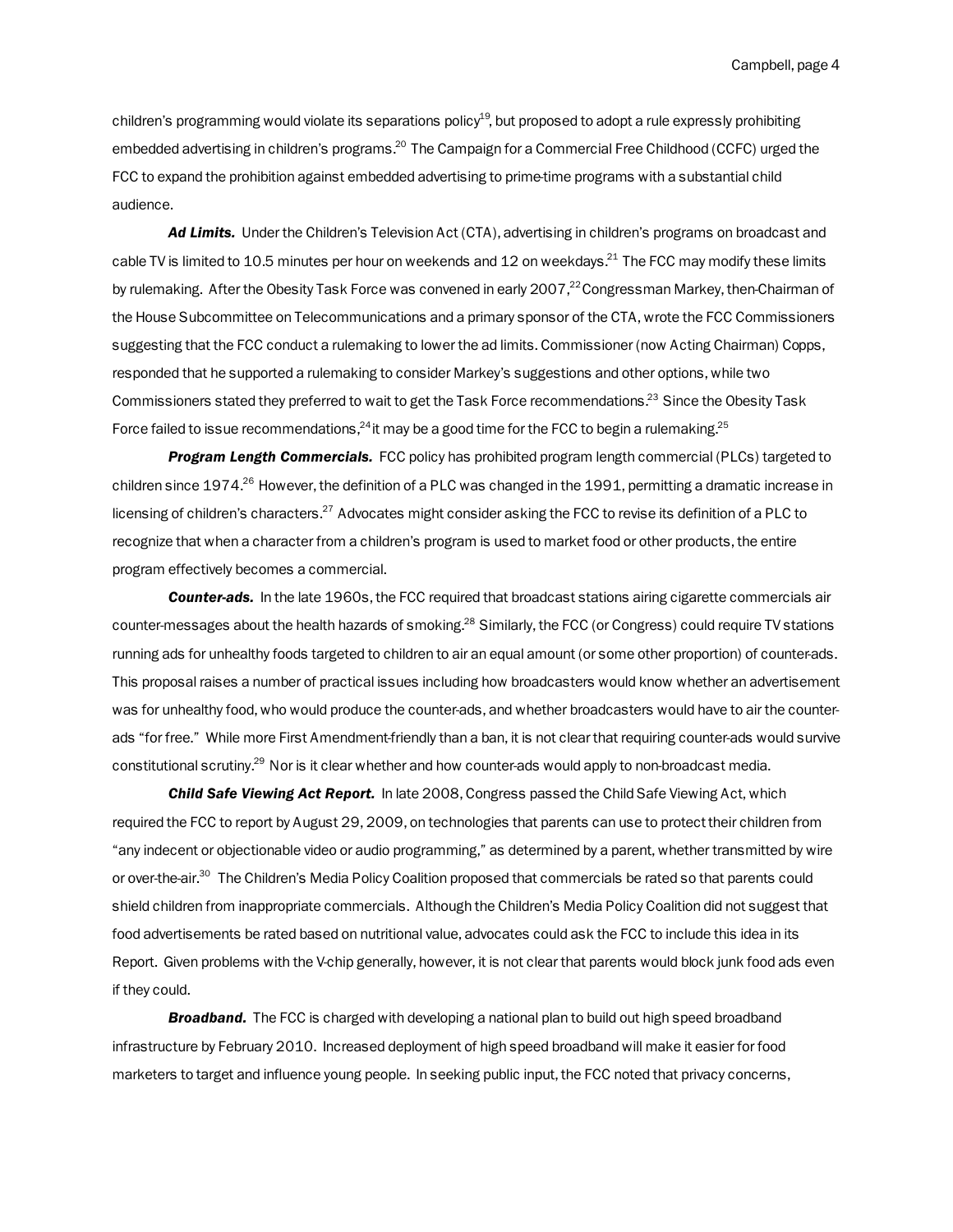children's programming would violate its separations policy[19], but proposed to adopt a rule expressly prohibiting embedded advertising in children's programs.[20] The Campaign for a Commercial Free Childhood (CCFC) urged the FCC to expand the prohibition against embedded advertising to prime-time programs with a substantial child audience.

***Ad Limits.*** Under the Children's Television Act (CTA), advertising in children's programs on broadcast and cable TV is limited to 10.5 minutes per hour on weekends and 12 on weekdays.[21] The FCC may modify these limits by rulemaking. After the Obesity Task Force was convened in early 2007,[22] Congressman Markey, then-Chairman of the House Subcommittee on Telecommunications and a primary sponsor of the CTA, wrote the FCC Commissioners suggesting that the FCC conduct a rulemaking to lower the ad limits. Commissioner (now Acting Chairman) Copps, responded that he supported a rulemaking to consider Markey's suggestions and other options, while two Commissioners stated they preferred to wait to get the Task Force recommendations.[23] Since the Obesity Task Force failed to issue recommendations,[24] it may be a good time for the FCC to begin a rulemaking.[25]

***Program Length Commercials.*** FCC policy has prohibited program length commercial (PLCs) targeted to children since 1974.[26] However, the definition of a PLC was changed in the 1991, permitting a dramatic increase in licensing of children's characters.[27] Advocates might consider asking the FCC to revise its definition of a PLC to recognize that when a character from a children's program is used to market food or other products, the entire program effectively becomes a commercial.

***Counter-ads.*** In the late 1960s, the FCC required that broadcast stations airing cigarette commercials air counter-messages about the health hazards of smoking.[28] Similarly, the FCC (or Congress) could require TV stations running ads for unhealthy foods targeted to children to air an equal amount (or some other proportion) of counter-ads. This proposal raises a number of practical issues including how broadcasters would know whether an advertisement was for unhealthy food, who would produce the counter-ads, and whether broadcasters would have to air the counter-ads "for free." While more First Amendment-friendly than a ban, it is not clear that requiring counter-ads would survive constitutional scrutiny.[29] Nor is it clear whether and how counter-ads would apply to non-broadcast media.

***Child Safe Viewing Act Report.*** In late 2008, Congress passed the Child Safe Viewing Act, which required the FCC to report by August 29, 2009, on technologies that parents can use to protect their children from "any indecent or objectionable video or audio programming," as determined by a parent, whether transmitted by wire or over-the-air.[30] The Children's Media Policy Coalition proposed that commercials be rated so that parents could shield children from inappropriate commercials. Although the Children's Media Policy Coalition did not suggest that food advertisements be rated based on nutritional value, advocates could ask the FCC to include this idea in its Report. Given problems with the V-chip generally, however, it is not clear that parents would block junk food ads even if they could.

***Broadband.*** The FCC is charged with developing a national plan to build out high speed broadband infrastructure by February 2010. Increased deployment of high speed broadband will make it easier for food marketers to target and influence young people. In seeking public input, the FCC noted that privacy concerns,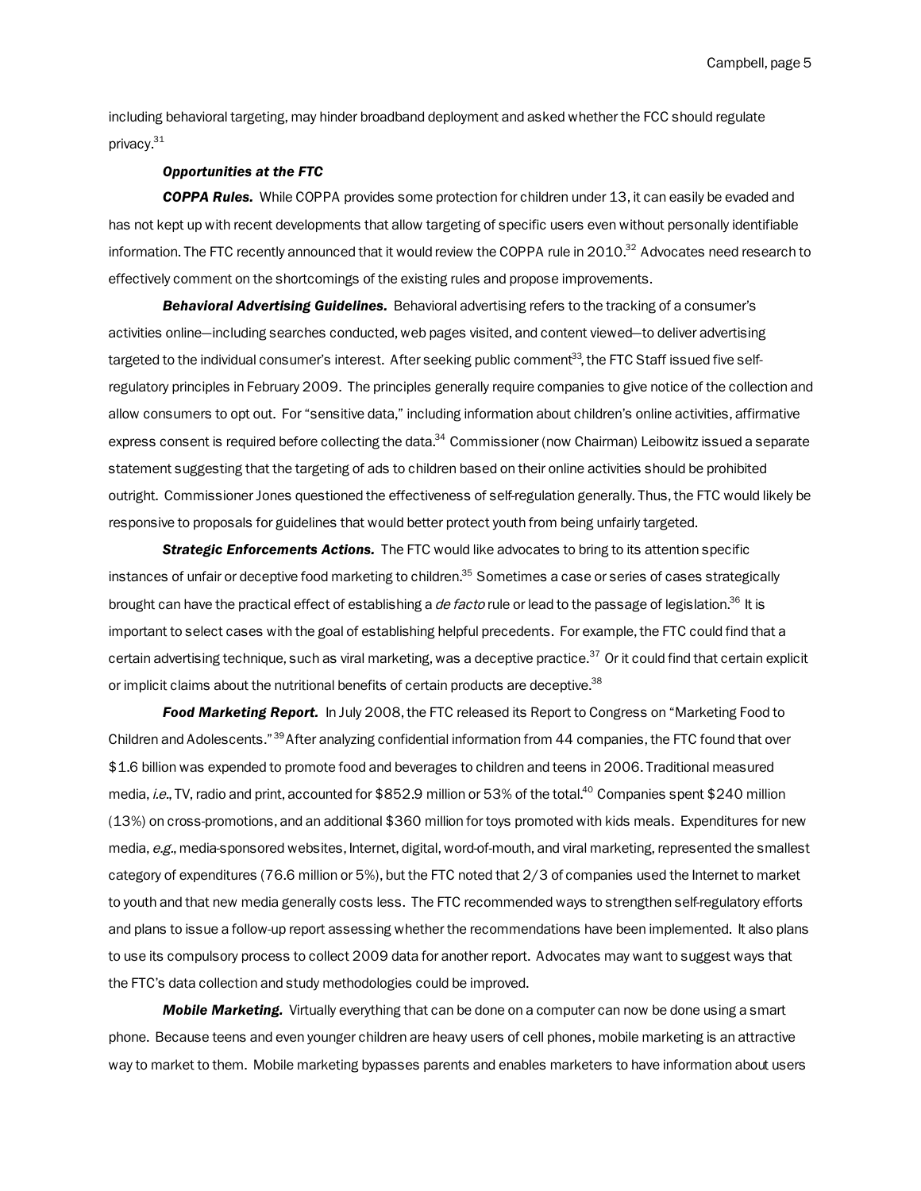including behavioral targeting, may hinder broadband deployment and asked whether the FCC should regulate privacy.[31]

***Opportunities at the FTC***

***COPPA Rules.*** While COPPA provides some protection for children under 13, it can easily be evaded and has not kept up with recent developments that allow targeting of specific users even without personally identifiable information. The FTC recently announced that it would review the COPPA rule in 2010.[32] Advocates need research to effectively comment on the shortcomings of the existing rules and propose improvements.

***Behavioral Advertising Guidelines.*** Behavioral advertising refers to the tracking of a consumer's activities online—including searches conducted, web pages visited, and content viewed—to deliver advertising targeted to the individual consumer's interest. After seeking public comment[33], the FTC Staff issued five self-regulatory principles in February 2009. The principles generally require companies to give notice of the collection and allow consumers to opt out. For "sensitive data," including information about children's online activities, affirmative express consent is required before collecting the data.[34] Commissioner (now Chairman) Leibowitz issued a separate statement suggesting that the targeting of ads to children based on their online activities should be prohibited outright. Commissioner Jones questioned the effectiveness of self-regulation generally. Thus, the FTC would likely be responsive to proposals for guidelines that would better protect youth from being unfairly targeted.

***Strategic Enforcements Actions.*** The FTC would like advocates to bring to its attention specific instances of unfair or deceptive food marketing to children.[35] Sometimes a case or series of cases strategically brought can have the practical effect of establishing a *de facto* rule or lead to the passage of legislation.[36] It is important to select cases with the goal of establishing helpful precedents. For example, the FTC could find that a certain advertising technique, such as viral marketing, was a deceptive practice.[37] Or it could find that certain explicit or implicit claims about the nutritional benefits of certain products are deceptive.[38]

***Food Marketing Report.*** In July 2008, the FTC released its Report to Congress on "Marketing Food to Children and Adolescents."[39] After analyzing confidential information from 44 companies, the FTC found that over $1.6 billion was expended to promote food and beverages to children and teens in 2006. Traditional measured media, *i.e.*, TV, radio and print, accounted for $852.9 million or 53% of the total.[40] Companies spent $240 million (13%) on cross-promotions, and an additional $360 million for toys promoted with kids meals. Expenditures for new media, *e.g.*, media-sponsored websites, Internet, digital, word-of-mouth, and viral marketing, represented the smallest category of expenditures (76.6 million or 5%), but the FTC noted that 2/3 of companies used the Internet to market to youth and that new media generally costs less. The FTC recommended ways to strengthen self-regulatory efforts and plans to issue a follow-up report assessing whether the recommendations have been implemented. It also plans to use its compulsory process to collect 2009 data for another report. Advocates may want to suggest ways that the FTC's data collection and study methodologies could be improved.

***Mobile Marketing.*** Virtually everything that can be done on a computer can now be done using a smart phone. Because teens and even younger children are heavy users of cell phones, mobile marketing is an attractive way to market to them. Mobile marketing bypasses parents and enables marketers to have information about users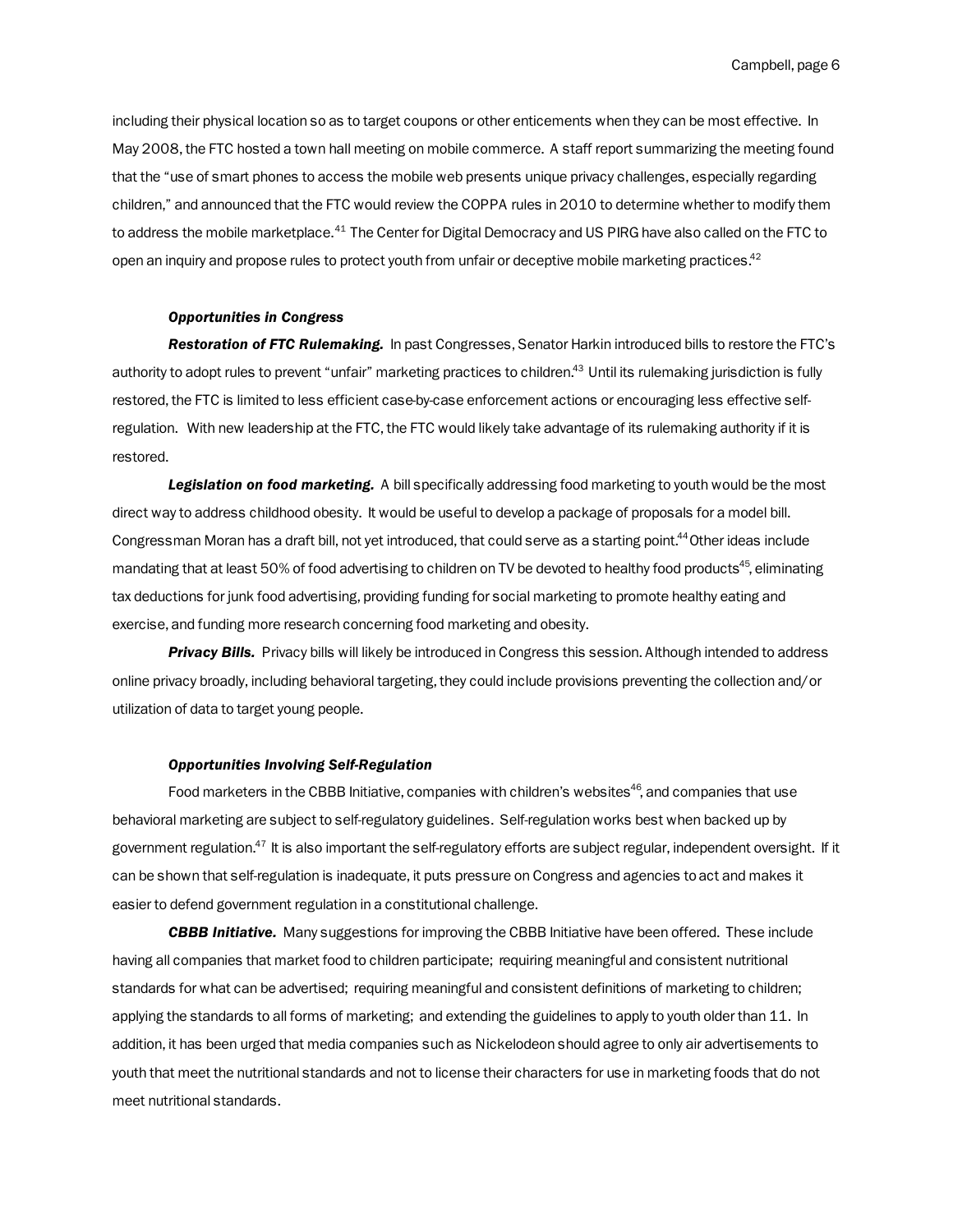including their physical location so as to target coupons or other enticements when they can be most effective. In May 2008, the FTC hosted a town hall meeting on mobile commerce. A staff report summarizing the meeting found that the "use of smart phones to access the mobile web presents unique privacy challenges, especially regarding children," and announced that the FTC would review the COPPA rules in 2010 to determine whether to modify them to address the mobile marketplace.[41] The Center for Digital Democracy and US PIRG have also called on the FTC to open an inquiry and propose rules to protect youth from unfair or deceptive mobile marketing practices.[42]

### *Opportunities in Congress*

***Restoration of FTC Rulemaking.*** In past Congresses, Senator Harkin introduced bills to restore the FTC's authority to adopt rules to prevent "unfair" marketing practices to children.[43] Until its rulemaking jurisdiction is fully restored, the FTC is limited to less efficient case-by-case enforcement actions or encouraging less effective self-regulation. With new leadership at the FTC, the FTC would likely take advantage of its rulemaking authority if it is restored.

***Legislation on food marketing.*** A bill specifically addressing food marketing to youth would be the most direct way to address childhood obesity. It would be useful to develop a package of proposals for a model bill. Congressman Moran has a draft bill, not yet introduced, that could serve as a starting point.[44] Other ideas include mandating that at least 50% of food advertising to children on TV be devoted to healthy food products[45], eliminating tax deductions for junk food advertising, providing funding for social marketing to promote healthy eating and exercise, and funding more research concerning food marketing and obesity.

***Privacy Bills.*** Privacy bills will likely be introduced in Congress this session. Although intended to address online privacy broadly, including behavioral targeting, they could include provisions preventing the collection and/or utilization of data to target young people.

### *Opportunities Involving Self-Regulation*

Food marketers in the CBBB Initiative, companies with children's websites[46], and companies that use behavioral marketing are subject to self-regulatory guidelines. Self-regulation works best when backed up by government regulation.[47] It is also important the self-regulatory efforts are subject regular, independent oversight. If it can be shown that self-regulation is inadequate, it puts pressure on Congress and agencies to act and makes it easier to defend government regulation in a constitutional challenge.

***CBBB Initiative.*** Many suggestions for improving the CBBB Initiative have been offered. These include having all companies that market food to children participate; requiring meaningful and consistent nutritional standards for what can be advertised; requiring meaningful and consistent definitions of marketing to children; applying the standards to all forms of marketing; and extending the guidelines to apply to youth older than 11. In addition, it has been urged that media companies such as Nickelodeon should agree to only air advertisements to youth that meet the nutritional standards and not to license their characters for use in marketing foods that do not meet nutritional standards.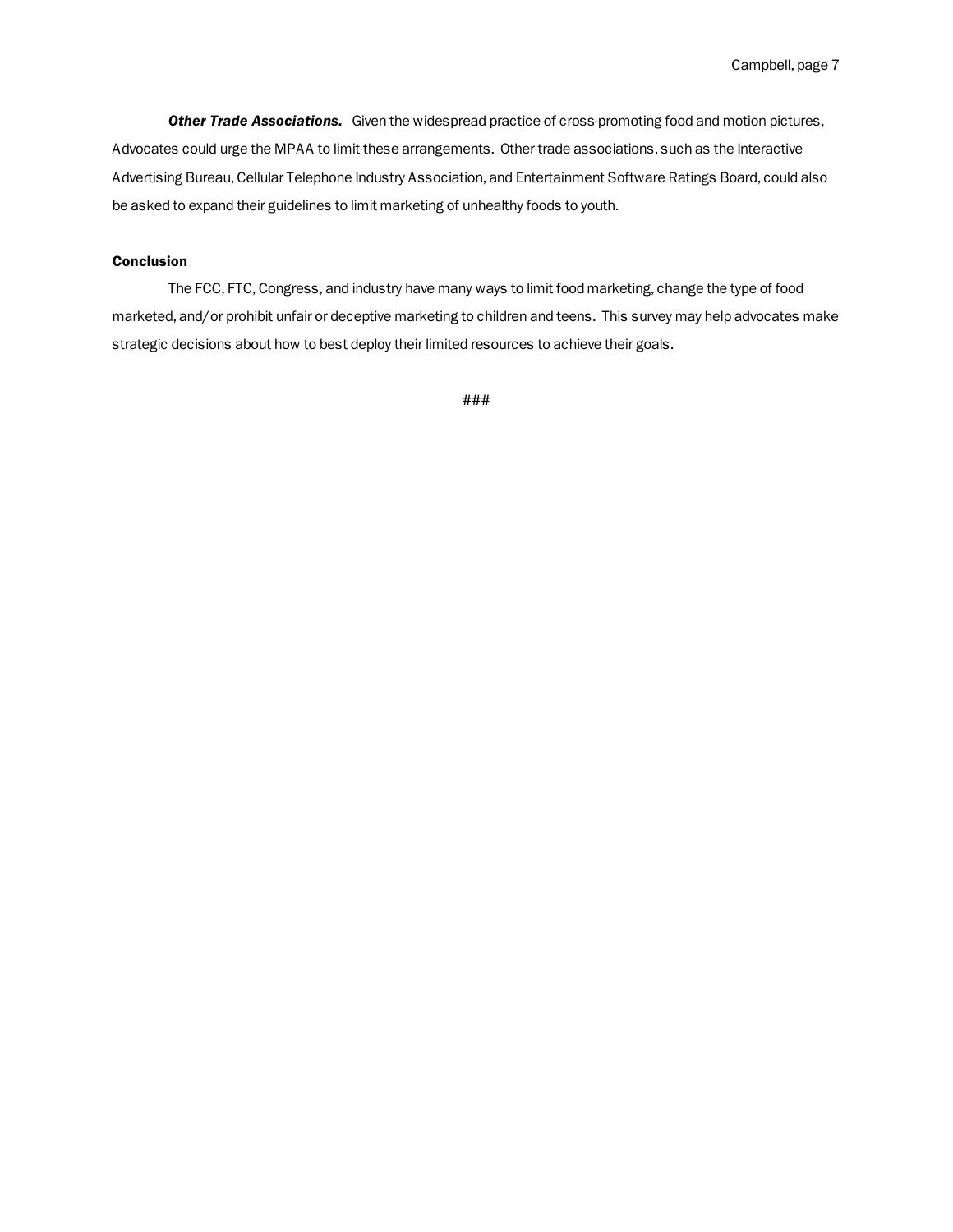***Other Trade Associations.*** Given the widespread practice of cross-promoting food and motion pictures, Advocates could urge the MPAA to limit these arrangements. Other trade associations, such as the Interactive Advertising Bureau, Cellular Telephone Industry Association, and Entertainment Software Ratings Board, could also be asked to expand their guidelines to limit marketing of unhealthy foods to youth.

**Conclusion**

The FCC, FTC, Congress, and industry have many ways to limit food marketing, change the type of food marketed, and/or prohibit unfair or deceptive marketing to children and teens. This survey may help advocates make strategic decisions about how to best deploy their limited resources to achieve their goals.

###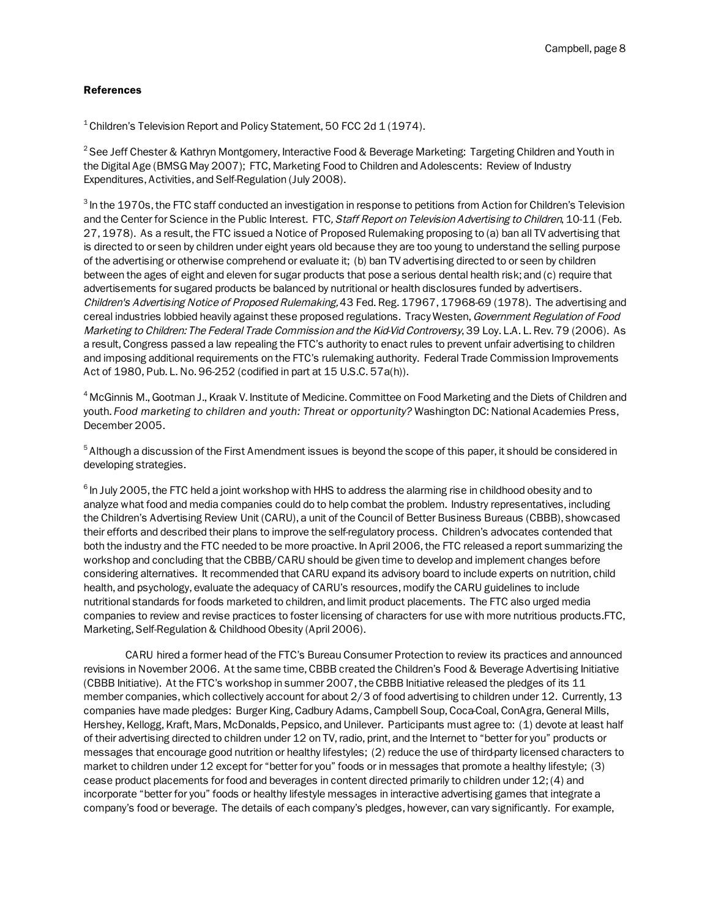**References**

[1] Children's Television Report and Policy Statement, 50 FCC 2d 1 (1974).

[2] See Jeff Chester & Kathryn Montgomery, Interactive Food & Beverage Marketing: Targeting Children and Youth in the Digital Age (BMSG May 2007); FTC, Marketing Food to Children and Adolescents: Review of Industry Expenditures, Activities, and Self-Regulation (July 2008).

[3] In the 1970s, the FTC staff conducted an investigation in response to petitions from Action for Children's Television and the Center for Science in the Public Interest. FTC*, Staff Report on Television Advertising to Children*, 10-11 (Feb. 27, 1978). As a result, the FTC issued a Notice of Proposed Rulemaking proposing to (a) ban all TV advertising that is directed to or seen by children under eight years old because they are too young to understand the selling purpose of the advertising or otherwise comprehend or evaluate it; (b) ban TV advertising directed to or seen by children between the ages of eight and eleven for sugar products that pose a serious dental health risk; and (c) require that advertisements for sugared products be balanced by nutritional or health disclosures funded by advertisers. *Children's Advertising Notice of Proposed Rulemaking,* 43 Fed. Reg. 17967, 17968-69 (1978). The advertising and cereal industries lobbied heavily against these proposed regulations. Tracy Westen, *Government Regulation of Food Marketing to Children: The Federal Trade Commission and the Kid-Vid Controversy*, 39 Loy. L.A. L. Rev. 79 (2006). As a result, Congress passed a law repealing the FTC's authority to enact rules to prevent unfair advertising to children and imposing additional requirements on the FTC's rulemaking authority. Federal Trade Commission Improvements Act of 1980, Pub. L. No. 96-252 (codified in part at 15 U.S.C. 57a(h)).

[4] McGinnis M., Gootman J., Kraak V. Institute of Medicine. Committee on Food Marketing and the Diets of Children and youth. *Food marketing to children and youth: Threat or opportunity?* Washington DC: National Academies Press, December 2005.

[5] Although a discussion of the First Amendment issues is beyond the scope of this paper, it should be considered in developing strategies.

[6] In July 2005, the FTC held a joint workshop with HHS to address the alarming rise in childhood obesity and to analyze what food and media companies could do to help combat the problem. Industry representatives, including the Children's Advertising Review Unit (CARU), a unit of the Council of Better Business Bureaus (CBBB), showcased their efforts and described their plans to improve the self-regulatory process. Children's advocates contended that both the industry and the FTC needed to be more proactive. In April 2006, the FTC released a report summarizing the workshop and concluding that the CBBB/CARU should be given time to develop and implement changes before considering alternatives. It recommended that CARU expand its advisory board to include experts on nutrition, child health, and psychology, evaluate the adequacy of CARU's resources, modify the CARU guidelines to include nutritional standards for foods marketed to children, and limit product placements. The FTC also urged media companies to review and revise practices to foster licensing of characters for use with more nutritious products.FTC, Marketing, Self-Regulation & Childhood Obesity (April 2006).

CARU hired a former head of the FTC's Bureau Consumer Protection to review its practices and announced revisions in November 2006. At the same time, CBBB created the Children's Food & Beverage Advertising Initiative (CBBB Initiative). At the FTC's workshop in summer 2007, the CBBB Initiative released the pledges of its 11 member companies, which collectively account for about 2/3 of food advertising to children under 12. Currently, 13 companies have made pledges: Burger King, Cadbury Adams, Campbell Soup, Coca-Coal, ConAgra, General Mills, Hershey, Kellogg, Kraft, Mars, McDonalds, Pepsico, and Unilever. Participants must agree to: (1) devote at least half of their advertising directed to children under 12 on TV, radio, print, and the Internet to "better for you" products or messages that encourage good nutrition or healthy lifestyles; (2) reduce the use of third-party licensed characters to market to children under 12 except for "better for you" foods or in messages that promote a healthy lifestyle; (3) cease product placements for food and beverages in content directed primarily to children under 12; (4) and incorporate "better for you" foods or healthy lifestyle messages in interactive advertising games that integrate a company's food or beverage. The details of each company's pledges, however, can vary significantly. For example,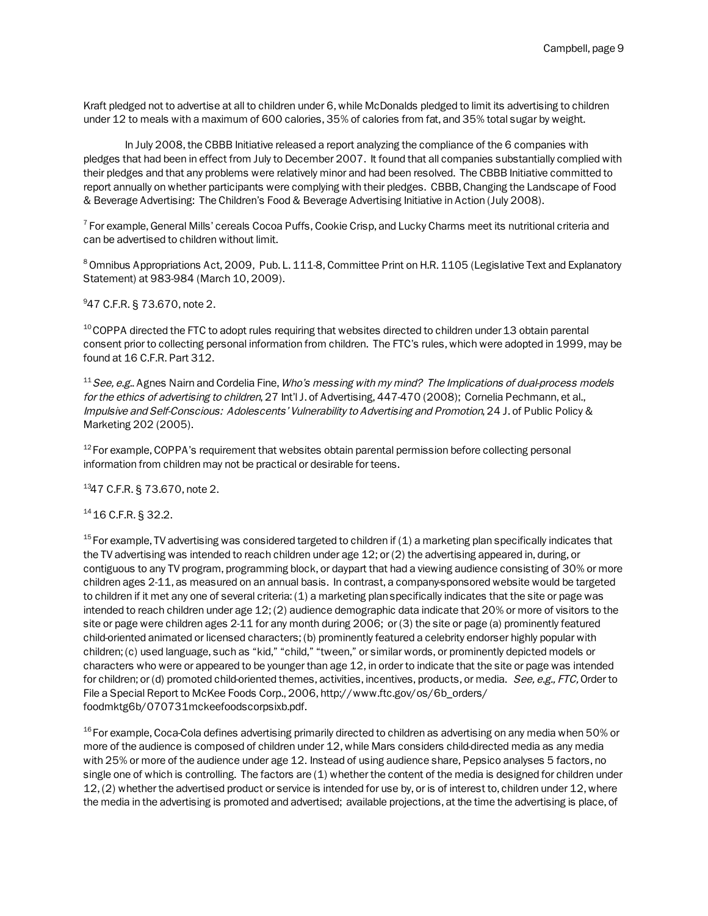Kraft pledged not to advertise at all to children under 6, while McDonalds pledged to limit its advertising to children under 12 to meals with a maximum of 600 calories, 35% of calories from fat, and 35% total sugar by weight.

In July 2008, the CBBB Initiative released a report analyzing the compliance of the 6 companies with pledges that had been in effect from July to December 2007. It found that all companies substantially complied with their pledges and that any problems were relatively minor and had been resolved. The CBBB Initiative committed to report annually on whether participants were complying with their pledges. CBBB, Changing the Landscape of Food & Beverage Advertising: The Children's Food & Beverage Advertising Initiative in Action (July 2008).

[7] For example, General Mills' cereals Cocoa Puffs, Cookie Crisp, and Lucky Charms meet its nutritional criteria and can be advertised to children without limit.

[8] Omnibus Appropriations Act, 2009, Pub. L. 111-8, Committee Print on H.R. 1105 (Legislative Text and Explanatory Statement) at 983-984 (March 10, 2009).

[9] 47 C.F.R. § 73.670, note 2.

[10] COPPA directed the FTC to adopt rules requiring that websites directed to children under 13 obtain parental consent prior to collecting personal information from children. The FTC's rules, which were adopted in 1999, may be found at 16 C.F.R. Part 312.

[11] *See, e.g.*. Agnes Nairn and Cordelia Fine, *Who's messing with my mind? The Implications of dual-process models for the ethics of advertising to children*, 27 Int'l J. of Advertising, 447-470 (2008); Cornelia Pechmann, et al., *Impulsive and Self-Conscious: Adolescents' Vulnerability to Advertising and Promotion*, 24 J. of Public Policy & Marketing 202 (2005).

[12] For example, COPPA's requirement that websites obtain parental permission before collecting personal information from children may not be practical or desirable for teens.

[13] 47 C.F.R. § 73.670, note 2.

[14] 16 C.F.R. § 32.2.

[15] For example, TV advertising was considered targeted to children if (1) a marketing plan specifically indicates that the TV advertising was intended to reach children under age 12; or (2) the advertising appeared in, during, or contiguous to any TV program, programming block, or daypart that had a viewing audience consisting of 30% or more children ages 2-11, as measured on an annual basis. In contrast, a company-sponsored website would be targeted to children if it met any one of several criteria: (1) a marketing plan specifically indicates that the site or page was intended to reach children under age 12; (2) audience demographic data indicate that 20% or more of visitors to the site or page were children ages 2-11 for any month during 2006; or (3) the site or page (a) prominently featured child-oriented animated or licensed characters; (b) prominently featured a celebrity endorser highly popular with children; (c) used language, such as "kid," "child," "tween," or similar words, or prominently depicted models or characters who were or appeared to be younger than age 12, in order to indicate that the site or page was intended for children; or (d) promoted child-oriented themes, activities, incentives, products, or media. *See, e.g., FTC,* Order to File a Special Report to McKee Foods Corp., 2006, http://www.ftc.gov/os/6b_orders/foodmktg6b/070731mckeefoodscorpsixb.pdf.

[16] For example, Coca-Cola defines advertising primarily directed to children as advertising on any media when 50% or more of the audience is composed of children under 12, while Mars considers child-directed media as any media with 25% or more of the audience under age 12. Instead of using audience share, Pepsico analyses 5 factors, no single one of which is controlling. The factors are (1) whether the content of the media is designed for children under 12, (2) whether the advertised product or service is intended for use by, or is of interest to, children under 12, where the media in the advertising is promoted and advertised; available projections, at the time the advertising is place, of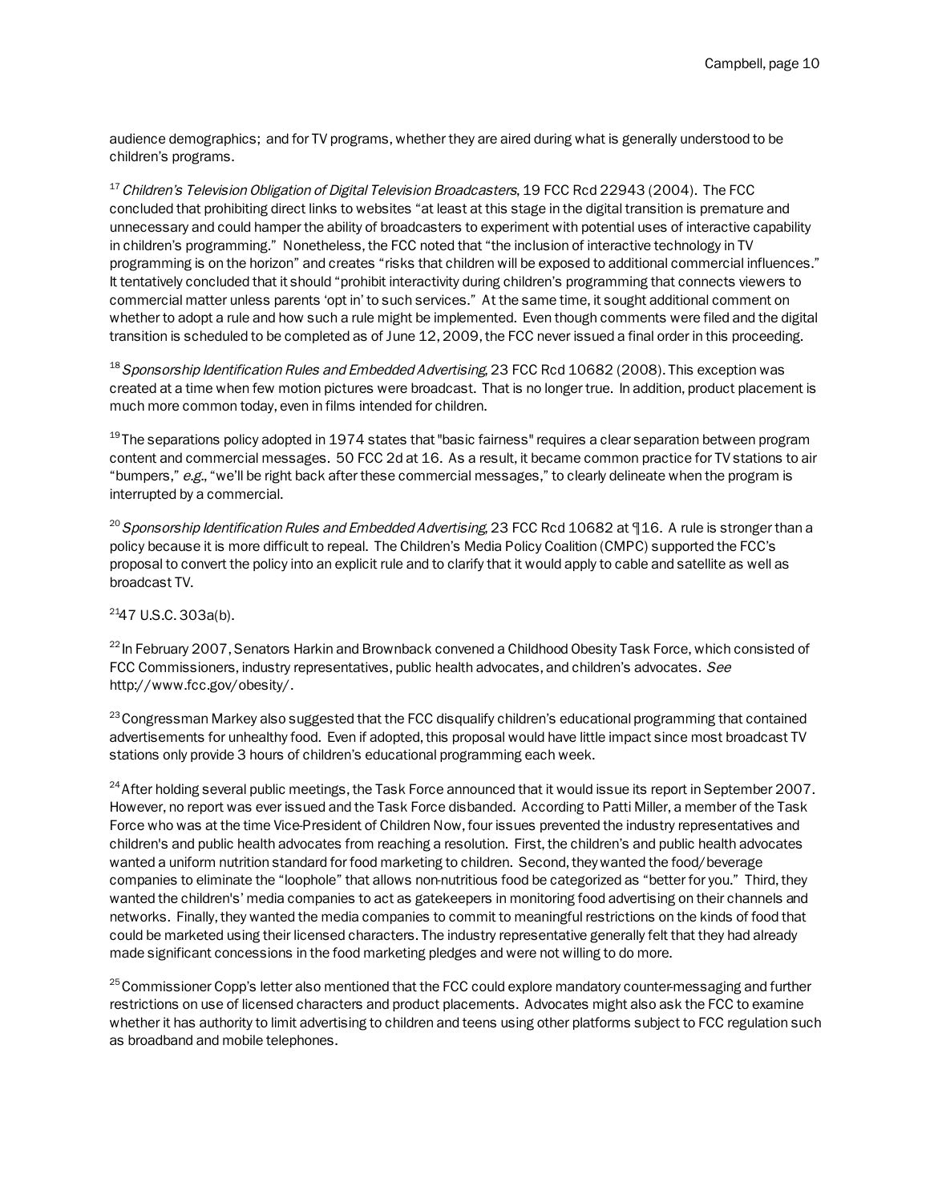audience demographics; and for TV programs, whether they are aired during what is generally understood to be children's programs.

[17] *Children's Television Obligation of Digital Television Broadcasters*, 19 FCC Rcd 22943 (2004). The FCC concluded that prohibiting direct links to websites "at least at this stage in the digital transition is premature and unnecessary and could hamper the ability of broadcasters to experiment with potential uses of interactive capability in children's programming." Nonetheless, the FCC noted that "the inclusion of interactive technology in TV programming is on the horizon" and creates "risks that children will be exposed to additional commercial influences." It tentatively concluded that it should "prohibit interactivity during children's programming that connects viewers to commercial matter unless parents 'opt in' to such services." At the same time, it sought additional comment on whether to adopt a rule and how such a rule might be implemented. Even though comments were filed and the digital transition is scheduled to be completed as of June 12, 2009, the FCC never issued a final order in this proceeding.

[18] *Sponsorship Identification Rules and Embedded Advertising*, 23 FCC Rcd 10682 (2008). This exception was created at a time when few motion pictures were broadcast. That is no longer true. In addition, product placement is much more common today, even in films intended for children.

[19] The separations policy adopted in 1974 states that "basic fairness" requires a clear separation between program content and commercial messages. 50 FCC 2d at 16. As a result, it became common practice for TV stations to air "bumpers," *e.g.*, "we'll be right back after these commercial messages," to clearly delineate when the program is interrupted by a commercial.

[20] *Sponsorship Identification Rules and Embedded Advertising*, 23 FCC Rcd 10682 at ¶16. A rule is stronger than a policy because it is more difficult to repeal. The Children's Media Policy Coalition (CMPC) supported the FCC's proposal to convert the policy into an explicit rule and to clarify that it would apply to cable and satellite as well as broadcast TV.

[21] 47 U.S.C. 303a(b).

[22] In February 2007, Senators Harkin and Brownback convened a Childhood Obesity Task Force, which consisted of FCC Commissioners, industry representatives, public health advocates, and children's advocates. *See* http://www.fcc.gov/obesity/.

[23] Congressman Markey also suggested that the FCC disqualify children's educational programming that contained advertisements for unhealthy food. Even if adopted, this proposal would have little impact since most broadcast TV stations only provide 3 hours of children's educational programming each week.

[24] After holding several public meetings, the Task Force announced that it would issue its report in September 2007. However, no report was ever issued and the Task Force disbanded. According to Patti Miller, a member of the Task Force who was at the time Vice-President of Children Now, four issues prevented the industry representatives and children's and public health advocates from reaching a resolution. First, the children's and public health advocates wanted a uniform nutrition standard for food marketing to children. Second, they wanted the food/beverage companies to eliminate the "loophole" that allows non-nutritious food be categorized as "better for you." Third, they wanted the children's' media companies to act as gatekeepers in monitoring food advertising on their channels and networks. Finally, they wanted the media companies to commit to meaningful restrictions on the kinds of food that could be marketed using their licensed characters. The industry representative generally felt that they had already made significant concessions in the food marketing pledges and were not willing to do more.

[25] Commissioner Copp's letter also mentioned that the FCC could explore mandatory counter-messaging and further restrictions on use of licensed characters and product placements. Advocates might also ask the FCC to examine whether it has authority to limit advertising to children and teens using other platforms subject to FCC regulation such as broadband and mobile telephones.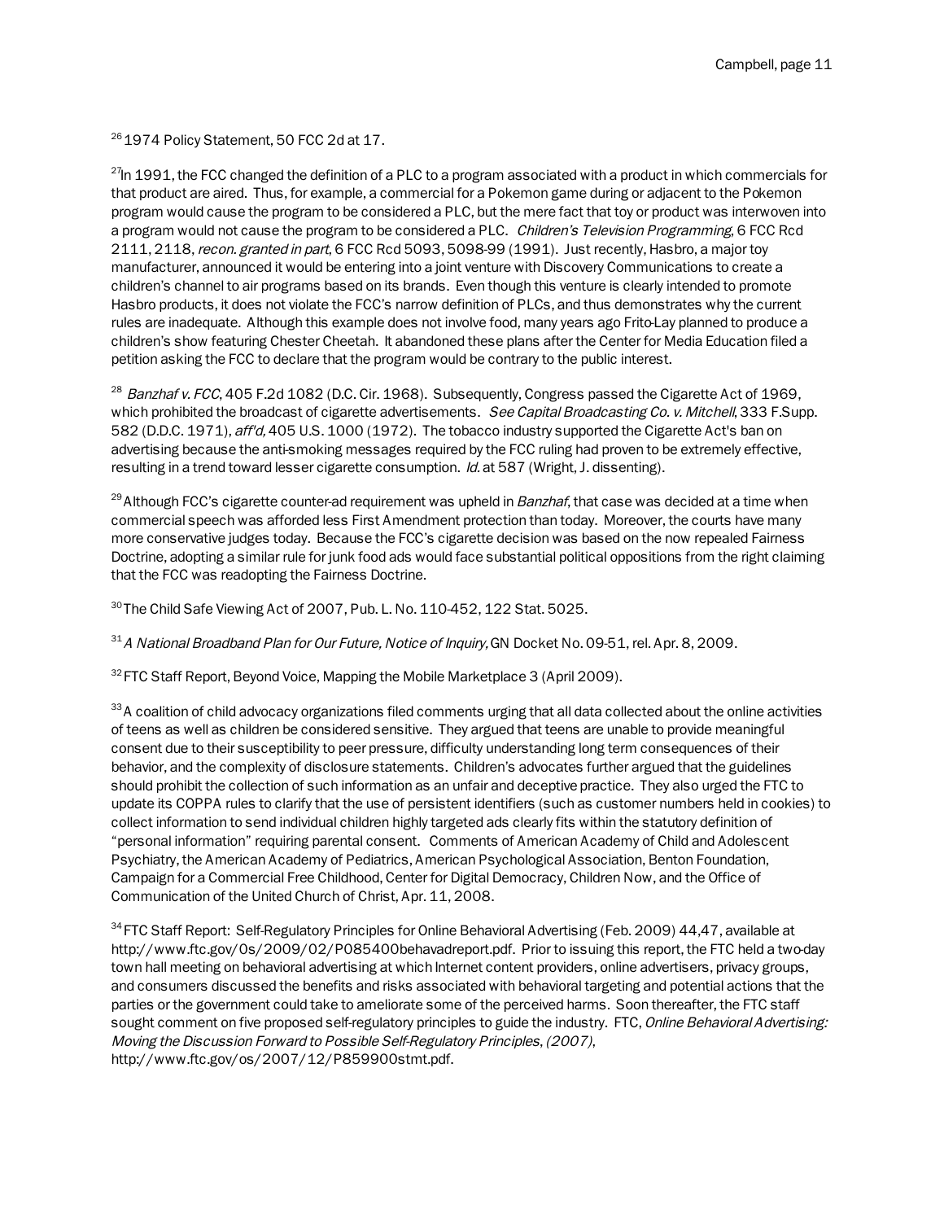[26] 1974 Policy Statement, 50 FCC 2d at 17.

[27] In 1991, the FCC changed the definition of a PLC to a program associated with a product in which commercials for that product are aired. Thus, for example, a commercial for a Pokemon game during or adjacent to the Pokemon program would cause the program to be considered a PLC, but the mere fact that toy or product was interwoven into a program would not cause the program to be considered a PLC. *Children's Television Programming*, 6 FCC Rcd 2111, 2118, *recon. granted in part*, 6 FCC Rcd 5093, 5098-99 (1991). Just recently, Hasbro, a major toy manufacturer, announced it would be entering into a joint venture with Discovery Communications to create a children's channel to air programs based on its brands. Even though this venture is clearly intended to promote Hasbro products, it does not violate the FCC's narrow definition of PLCs, and thus demonstrates why the current rules are inadequate. Although this example does not involve food, many years ago Frito-Lay planned to produce a children's show featuring Chester Cheetah. It abandoned these plans after the Center for Media Education filed a petition asking the FCC to declare that the program would be contrary to the public interest.

[28] *Banzhaf v. FCC*, 405 F.2d 1082 (D.C. Cir. 1968). Subsequently, Congress passed the Cigarette Act of 1969, which prohibited the broadcast of cigarette advertisements. *See Capital Broadcasting Co. v. Mitchell*, 333 F.Supp. 582 (D.D.C. 1971), *aff'd*, 405 U.S. 1000 (1972). The tobacco industry supported the Cigarette Act's ban on advertising because the anti-smoking messages required by the FCC ruling had proven to be extremely effective, resulting in a trend toward lesser cigarette consumption. *Id.* at 587 (Wright, J. dissenting).

[29] Although FCC's cigarette counter-ad requirement was upheld in *Banzhaf*, that case was decided at a time when commercial speech was afforded less First Amendment protection than today. Moreover, the courts have many more conservative judges today. Because the FCC's cigarette decision was based on the now repealed Fairness Doctrine, adopting a similar rule for junk food ads would face substantial political oppositions from the right claiming that the FCC was readopting the Fairness Doctrine.

[30] The Child Safe Viewing Act of 2007, Pub. L. No. 110-452, 122 Stat. 5025.

[31] *A National Broadband Plan for Our Future, Notice of Inquiry*, GN Docket No. 09-51, rel. Apr. 8, 2009.

[32] FTC Staff Report, Beyond Voice, Mapping the Mobile Marketplace 3 (April 2009).

[33] A coalition of child advocacy organizations filed comments urging that all data collected about the online activities of teens as well as children be considered sensitive. They argued that teens are unable to provide meaningful consent due to their susceptibility to peer pressure, difficulty understanding long term consequences of their behavior, and the complexity of disclosure statements. Children's advocates further argued that the guidelines should prohibit the collection of such information as an unfair and deceptive practice. They also urged the FTC to update its COPPA rules to clarify that the use of persistent identifiers (such as customer numbers held in cookies) to collect information to send individual children highly targeted ads clearly fits within the statutory definition of "personal information" requiring parental consent. Comments of American Academy of Child and Adolescent Psychiatry, the American Academy of Pediatrics, American Psychological Association, Benton Foundation, Campaign for a Commercial Free Childhood, Center for Digital Democracy, Children Now, and the Office of Communication of the United Church of Christ, Apr. 11, 2008.

[34] FTC Staff Report: Self-Regulatory Principles for Online Behavioral Advertising (Feb. 2009) 44,47, available at http://www.ftc.gov/0s/2009/02/P085400behavadreport.pdf. Prior to issuing this report, the FTC held a two-day town hall meeting on behavioral advertising at which Internet content providers, online advertisers, privacy groups, and consumers discussed the benefits and risks associated with behavioral targeting and potential actions that the parties or the government could take to ameliorate some of the perceived harms. Soon thereafter, the FTC staff sought comment on five proposed self-regulatory principles to guide the industry. FTC, *Online Behavioral Advertising: Moving the Discussion Forward to Possible Self-Regulatory Principles, (2007)*, http://www.ftc.gov/os/2007/12/P859900stmt.pdf.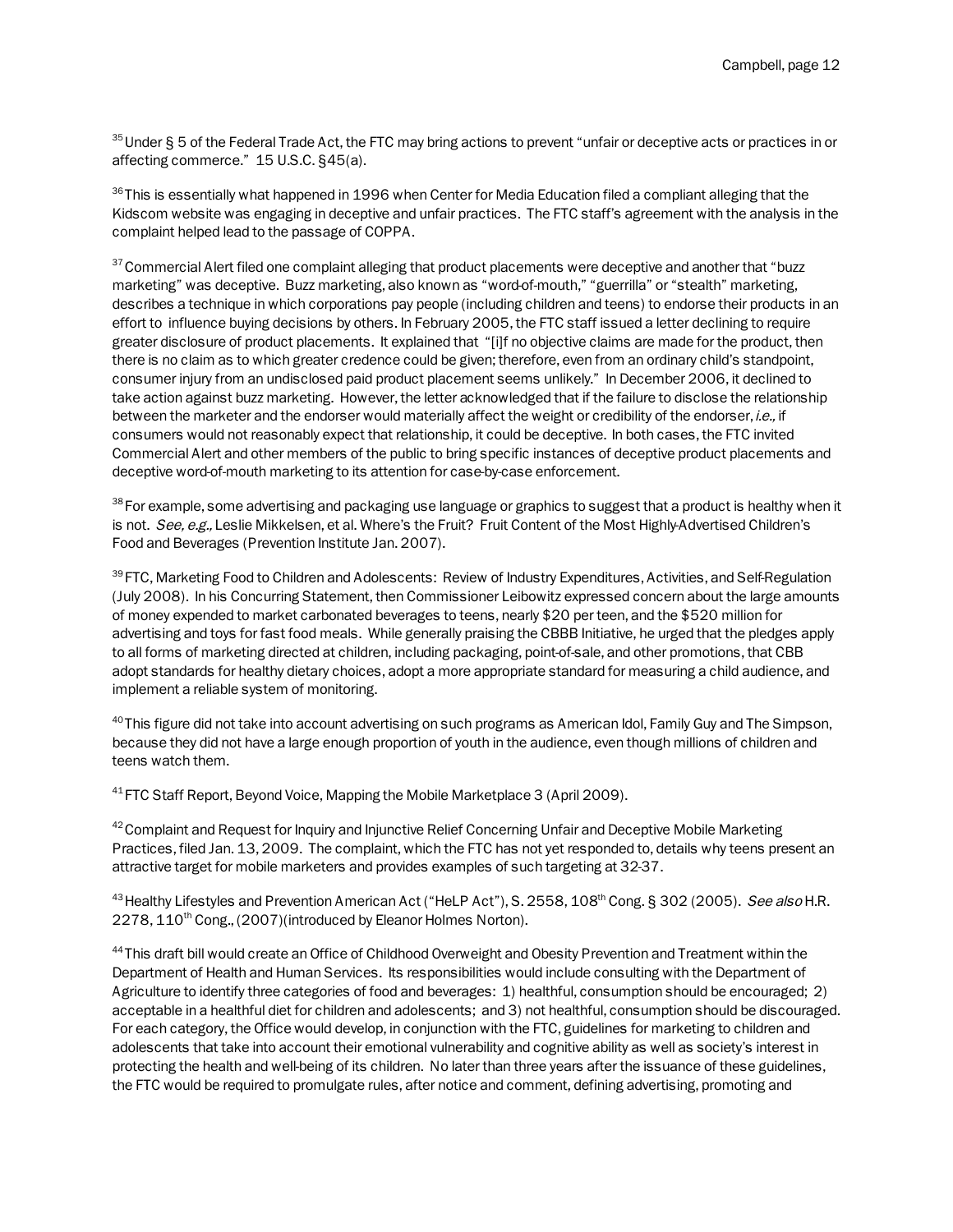[35] Under § 5 of the Federal Trade Act, the FTC may bring actions to prevent "unfair or deceptive acts or practices in or affecting commerce." 15 U.S.C. §45(a).

[36] This is essentially what happened in 1996 when Center for Media Education filed a compliant alleging that the Kidscom website was engaging in deceptive and unfair practices. The FTC staff's agreement with the analysis in the complaint helped lead to the passage of COPPA.

[37] Commercial Alert filed one complaint alleging that product placements were deceptive and another that "buzz marketing" was deceptive. Buzz marketing, also known as "word-of-mouth," "guerrilla" or "stealth" marketing, describes a technique in which corporations pay people (including children and teens) to endorse their products in an effort to influence buying decisions by others. In February 2005, the FTC staff issued a letter declining to require greater disclosure of product placements. It explained that "[i]f no objective claims are made for the product, then there is no claim as to which greater credence could be given; therefore, even from an ordinary child's standpoint, consumer injury from an undisclosed paid product placement seems unlikely." In December 2006, it declined to take action against buzz marketing. However, the letter acknowledged that if the failure to disclose the relationship between the marketer and the endorser would materially affect the weight or credibility of the endorser, *i.e.,* if consumers would not reasonably expect that relationship, it could be deceptive. In both cases, the FTC invited Commercial Alert and other members of the public to bring specific instances of deceptive product placements and deceptive word-of-mouth marketing to its attention for case-by-case enforcement.

[38] For example, some advertising and packaging use language or graphics to suggest that a product is healthy when it is not. *See, e.g.,* Leslie Mikkelsen, et al. Where's the Fruit? Fruit Content of the Most Highly-Advertised Children's Food and Beverages (Prevention Institute Jan. 2007).

[39] FTC, Marketing Food to Children and Adolescents: Review of Industry Expenditures, Activities, and Self-Regulation (July 2008). In his Concurring Statement, then Commissioner Leibowitz expressed concern about the large amounts of money expended to market carbonated beverages to teens, nearly $20 per teen, and the $520 million for advertising and toys for fast food meals. While generally praising the CBBB Initiative, he urged that the pledges apply to all forms of marketing directed at children, including packaging, point-of-sale, and other promotions, that CBB adopt standards for healthy dietary choices, adopt a more appropriate standard for measuring a child audience, and implement a reliable system of monitoring.

[40] This figure did not take into account advertising on such programs as American Idol, Family Guy and The Simpson, because they did not have a large enough proportion of youth in the audience, even though millions of children and teens watch them.

[41] FTC Staff Report, Beyond Voice, Mapping the Mobile Marketplace 3 (April 2009).

[42] Complaint and Request for Inquiry and Injunctive Relief Concerning Unfair and Deceptive Mobile Marketing Practices, filed Jan. 13, 2009. The complaint, which the FTC has not yet responded to, details why teens present an attractive target for mobile marketers and provides examples of such targeting at 32-37.

[43] Healthy Lifestyles and Prevention American Act ("HeLP Act"), S. 2558, 108th Cong. § 302 (2005). *See also* H.R. 2278, 110th Cong., (2007)(introduced by Eleanor Holmes Norton).

[44] This draft bill would create an Office of Childhood Overweight and Obesity Prevention and Treatment within the Department of Health and Human Services. Its responsibilities would include consulting with the Department of Agriculture to identify three categories of food and beverages: 1) healthful, consumption should be encouraged; 2) acceptable in a healthful diet for children and adolescents; and 3) not healthful, consumption should be discouraged. For each category, the Office would develop, in conjunction with the FTC, guidelines for marketing to children and adolescents that take into account their emotional vulnerability and cognitive ability as well as society's interest in protecting the health and well-being of its children. No later than three years after the issuance of these guidelines, the FTC would be required to promulgate rules, after notice and comment, defining advertising, promoting and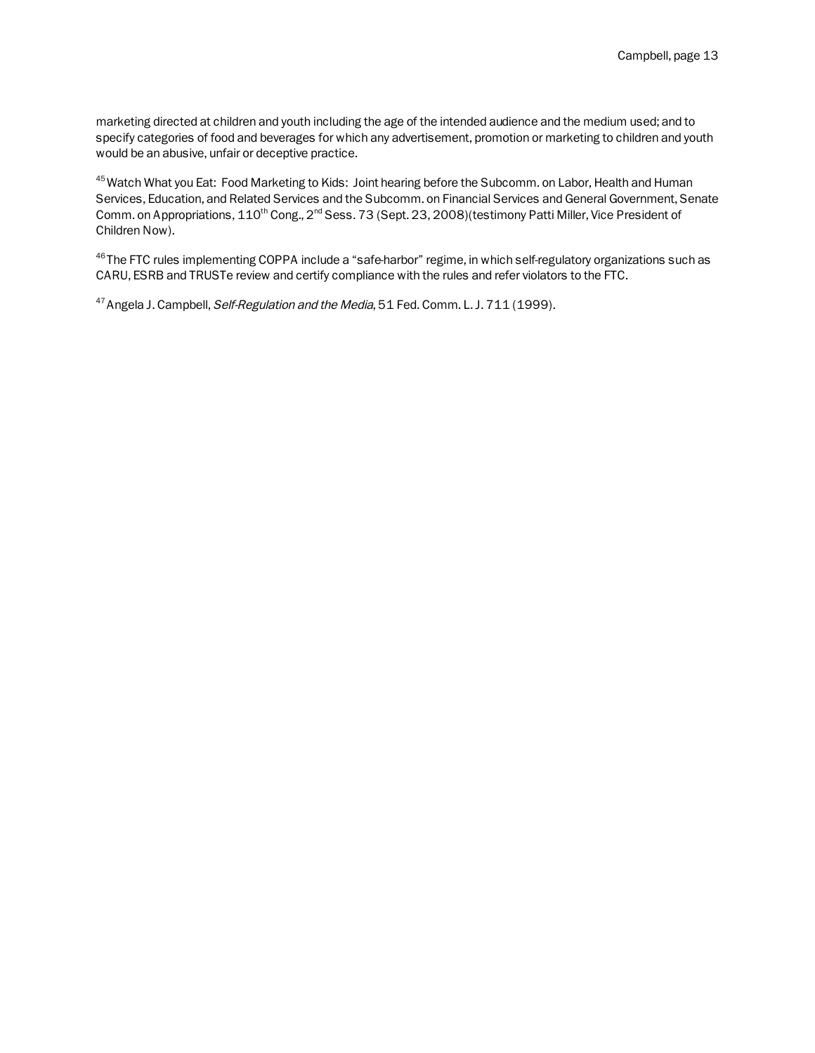marketing directed at children and youth including the age of the intended audience and the medium used; and to specify categories of food and beverages for which any advertisement, promotion or marketing to children and youth would be an abusive, unfair or deceptive practice.

[45] Watch What you Eat: Food Marketing to Kids: Joint hearing before the Subcomm. on Labor, Health and Human Services, Education, and Related Services and the Subcomm. on Financial Services and General Government, Senate Comm. on Appropriations, 110th Cong., 2nd Sess. 73 (Sept. 23, 2008)(testimony Patti Miller, Vice President of Children Now).

[46] The FTC rules implementing COPPA include a "safe-harbor" regime, in which self-regulatory organizations such as CARU, ESRB and TRUSTe review and certify compliance with the rules and refer violators to the FTC.

[47] Angela J. Campbell, *Self-Regulation and the Media*, 51 Fed. Comm. L. J. 711 (1999).